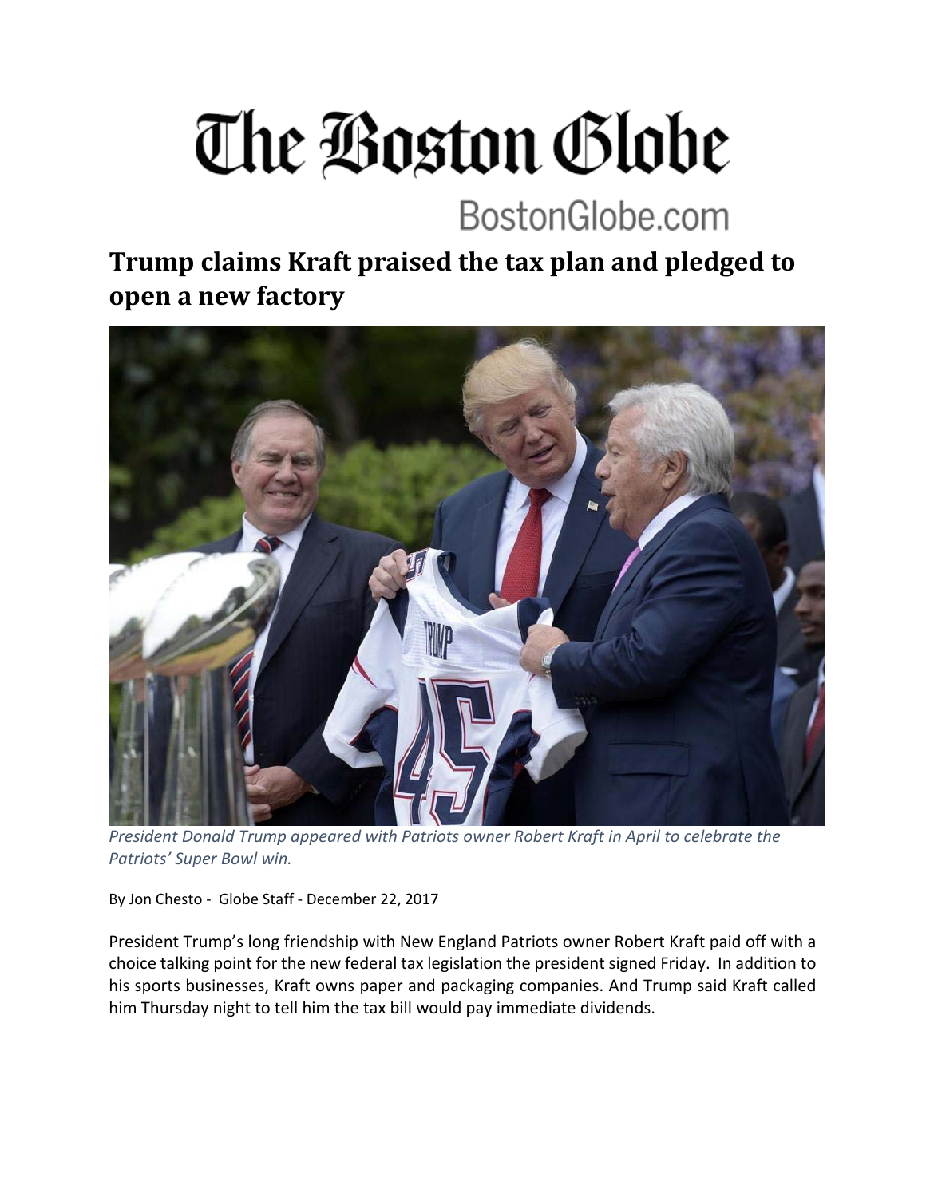# The Boston Globe

BostonGlobe.com

## Trump claims Kraft praised the tax plan and pledged to open a new factory

*President Donald Trump appeared with Patriots owner Robert Kraft in April to celebrate the Patriots' Super Bowl win.*

By Jon Chesto - Globe Staff - December 22, 2017

President Trump's long friendship with New England Patriots owner Robert Kraft paid off with a choice talking point for the new federal tax legislation the president signed Friday. In addition to his sports businesses, Kraft owns paper and packaging companies. And Trump said Kraft called him Thursday night to tell him the tax bill would pay immediate dividends.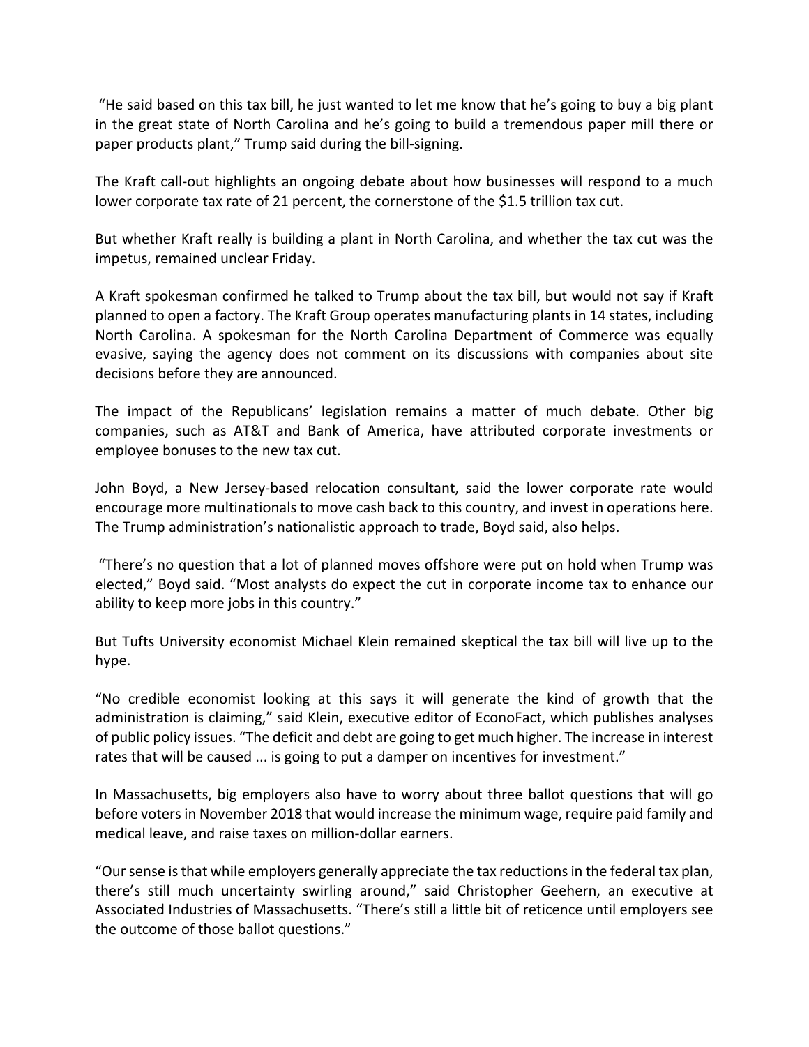"He said based on this tax bill, he just wanted to let me know that he's going to buy a big plant in the great state of North Carolina and he's going to build a tremendous paper mill there or paper products plant," Trump said during the bill-signing.

The Kraft call-out highlights an ongoing debate about how businesses will respond to a much lower corporate tax rate of 21 percent, the cornerstone of the $1.5 trillion tax cut.

But whether Kraft really is building a plant in North Carolina, and whether the tax cut was the impetus, remained unclear Friday.

A Kraft spokesman confirmed he talked to Trump about the tax bill, but would not say if Kraft planned to open a factory. The Kraft Group operates manufacturing plants in 14 states, including North Carolina. A spokesman for the North Carolina Department of Commerce was equally evasive, saying the agency does not comment on its discussions with companies about site decisions before they are announced.

The impact of the Republicans' legislation remains a matter of much debate. Other big companies, such as AT&T and Bank of America, have attributed corporate investments or employee bonuses to the new tax cut.

John Boyd, a New Jersey-based relocation consultant, said the lower corporate rate would encourage more multinationals to move cash back to this country, and invest in operations here. The Trump administration's nationalistic approach to trade, Boyd said, also helps.

"There's no question that a lot of planned moves offshore were put on hold when Trump was elected," Boyd said. "Most analysts do expect the cut in corporate income tax to enhance our ability to keep more jobs in this country."

But Tufts University economist Michael Klein remained skeptical the tax bill will live up to the hype.

"No credible economist looking at this says it will generate the kind of growth that the administration is claiming," said Klein, executive editor of EconoFact, which publishes analyses of public policy issues. "The deficit and debt are going to get much higher. The increase in interest rates that will be caused ... is going to put a damper on incentives for investment."

In Massachusetts, big employers also have to worry about three ballot questions that will go before voters in November 2018 that would increase the minimum wage, require paid family and medical leave, and raise taxes on million-dollar earners.

"Our sense is that while employers generally appreciate the tax reductions in the federal tax plan, there's still much uncertainty swirling around," said Christopher Geehern, an executive at Associated Industries of Massachusetts. "There's still a little bit of reticence until employers see the outcome of those ballot questions."